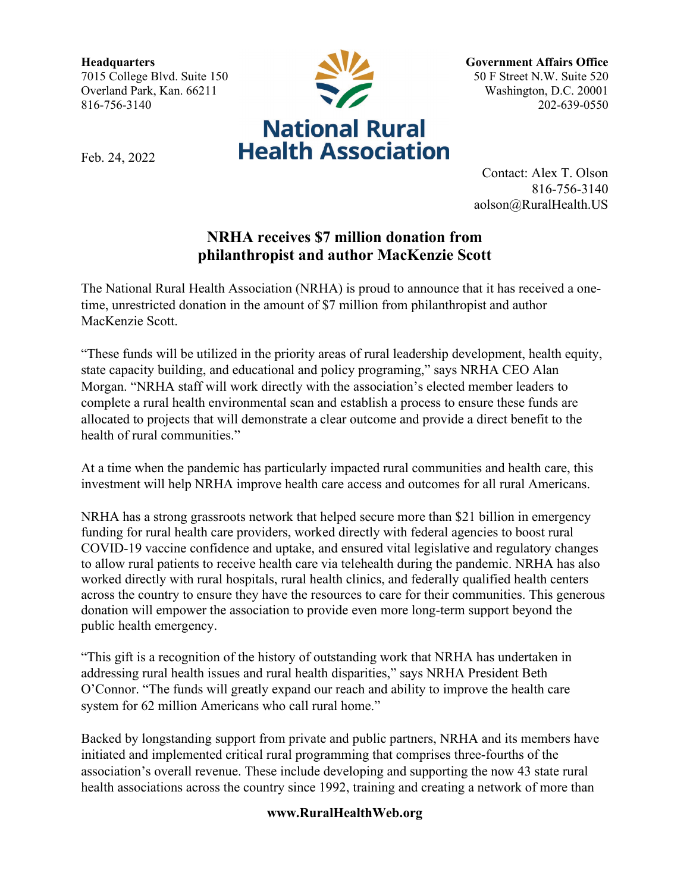**Headquarters**
7015 College Blvd. Suite 150
Overland Park, Kan. 66211
816-756-3140

**National Rural Health Association**

**Government Affairs Office**
50 F Street N.W. Suite 520
Washington, D.C. 20001
202-639-0550

Feb. 24, 2022

Contact: Alex T. Olson
816-756-3140
aolson@RuralHealth.US

# NRHA receives $7 million donation from philanthropist and author MacKenzie Scott

The National Rural Health Association (NRHA) is proud to announce that it has received a one-time, unrestricted donation in the amount of $7 million from philanthropist and author MacKenzie Scott.

"These funds will be utilized in the priority areas of rural leadership development, health equity, state capacity building, and educational and policy programing," says NRHA CEO Alan Morgan. "NRHA staff will work directly with the association's elected member leaders to complete a rural health environmental scan and establish a process to ensure these funds are allocated to projects that will demonstrate a clear outcome and provide a direct benefit to the health of rural communities."

At a time when the pandemic has particularly impacted rural communities and health care, this investment will help NRHA improve health care access and outcomes for all rural Americans.

NRHA has a strong grassroots network that helped secure more than $21 billion in emergency funding for rural health care providers, worked directly with federal agencies to boost rural COVID-19 vaccine confidence and uptake, and ensured vital legislative and regulatory changes to allow rural patients to receive health care via telehealth during the pandemic. NRHA has also worked directly with rural hospitals, rural health clinics, and federally qualified health centers across the country to ensure they have the resources to care for their communities. This generous donation will empower the association to provide even more long-term support beyond the public health emergency.

"This gift is a recognition of the history of outstanding work that NRHA has undertaken in addressing rural health issues and rural health disparities," says NRHA President Beth O'Connor. "The funds will greatly expand our reach and ability to improve the health care system for 62 million Americans who call rural home."

Backed by longstanding support from private and public partners, NRHA and its members have initiated and implemented critical rural programming that comprises three-fourths of the association's overall revenue. These include developing and supporting the now 43 state rural health associations across the country since 1992, training and creating a network of more than

**www.RuralHealthWeb.org**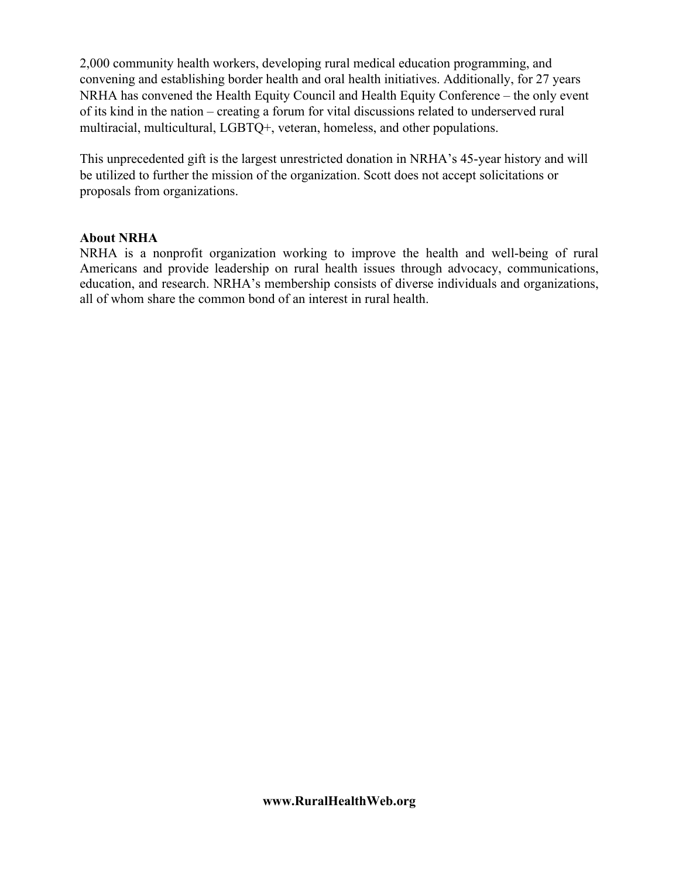2,000 community health workers, developing rural medical education programming, and convening and establishing border health and oral health initiatives. Additionally, for 27 years NRHA has convened the Health Equity Council and Health Equity Conference – the only event of its kind in the nation – creating a forum for vital discussions related to underserved rural multiracial, multicultural, LGBTQ+, veteran, homeless, and other populations.

This unprecedented gift is the largest unrestricted donation in NRHA's 45-year history and will be utilized to further the mission of the organization. Scott does not accept solicitations or proposals from organizations.

**About NRHA**

NRHA is a nonprofit organization working to improve the health and well-being of rural Americans and provide leadership on rural health issues through advocacy, communications, education, and research. NRHA's membership consists of diverse individuals and organizations, all of whom share the common bond of an interest in rural health.

**www.RuralHealthWeb.org**